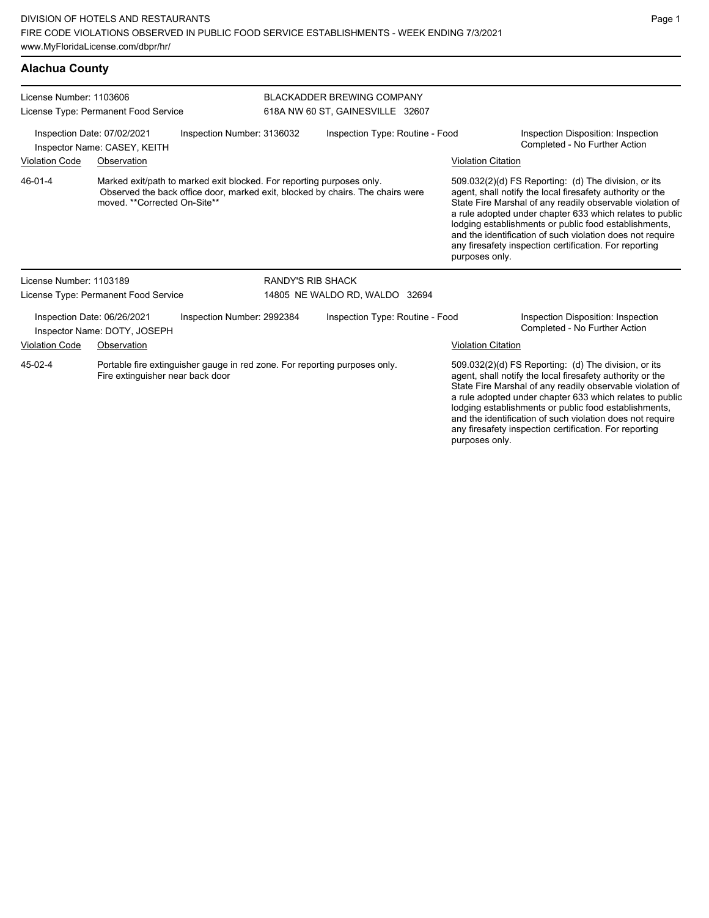# DIVISION OF HOTELS AND RESTAURANTS

FIRE CODE VIOLATIONS OBSERVED IN PUBLIC FOOD SERVICE ESTABLISHMENTS - WEEK ENDING 7/3/2021

www.MyFloridaLicense.com/dbpr/hr/

## Alachua County

License Number: 1103606
License Type: Permanent Food Service

BLACKADDER BREWING COMPANY
618A NW 60 ST, GAINESVILLE 32607

Inspection Date: 07/02/2021
Inspector Name: CASEY, KEITH
Inspection Number: 3136032
Inspection Type: Routine - Food
Inspection Disposition: Inspection Completed - No Further Action

| Violation Code | Observation | Violation Citation |
| --- | --- | --- |
| 46-01-4 | Marked exit/path to marked exit blocked. For reporting purposes only. Observed the back office door, marked exit, blocked by chairs. The chairs were moved. **Corrected On-Site** | 509.032(2)(d) FS Reporting: (d) The division, or its agent, shall notify the local firesafety authority or the State Fire Marshal of any readily observable violation of a rule adopted under chapter 633 which relates to public lodging establishments or public food establishments, and the identification of such violation does not require any firesafety inspection certification. For reporting purposes only. |

License Number: 1103189
License Type: Permanent Food Service

RANDY'S RIB SHACK
14805 NE WALDO RD, WALDO 32694

Inspection Date: 06/26/2021
Inspector Name: DOTY, JOSEPH
Inspection Number: 2992384
Inspection Type: Routine - Food
Inspection Disposition: Inspection Completed - No Further Action

| Violation Code | Observation | Violation Citation |
| --- | --- | --- |
| 45-02-4 | Portable fire extinguisher gauge in red zone. For reporting purposes only. Fire extinguisher near back door | 509.032(2)(d) FS Reporting: (d) The division, or its agent, shall notify the local firesafety authority or the State Fire Marshal of any readily observable violation of a rule adopted under chapter 633 which relates to public lodging establishments or public food establishments, and the identification of such violation does not require any firesafety inspection certification. For reporting purposes only. |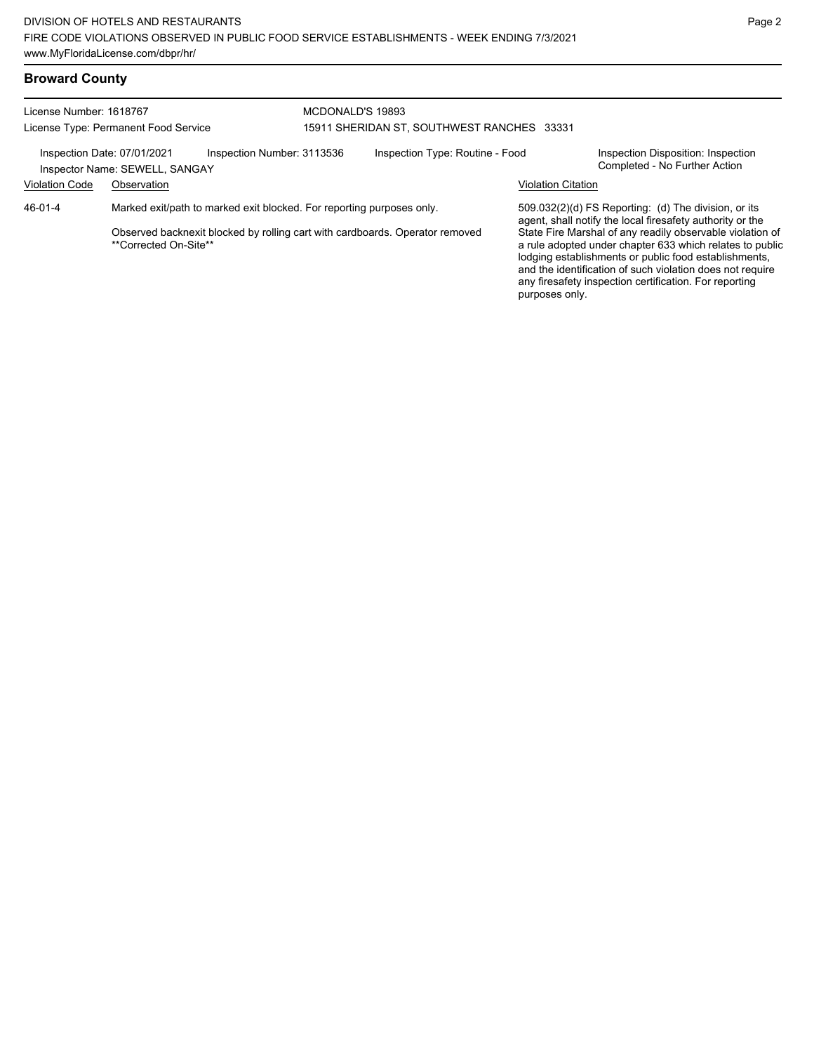## Broward County

License Number: 1618767
License Type: Permanent Food Service

MCDONALD'S 19893
15911 SHERIDAN ST, SOUTHWEST RANCHES 33331

Inspection Date: 07/01/2021
Inspector Name: SEWELL, SANGAY

Inspection Number: 3113536

Inspection Type: Routine - Food

Inspection Disposition: Inspection Completed - No Further Action

| Violation Code | Observation | Violation Citation |
|---|---|---|
| 46-01-4 | Marked exit/path to marked exit blocked. For reporting purposes only.<br><br>Observed backnexit blocked by rolling cart with cardboards. Operator removed **Corrected On-Site** | 509.032(2)(d) FS Reporting: (d) The division, or its agent, shall notify the local firesafety authority or the State Fire Marshal of any readily observable violation of a rule adopted under chapter 633 which relates to public lodging establishments or public food establishments, and the identification of such violation does not require any firesafety inspection certification. For reporting purposes only. |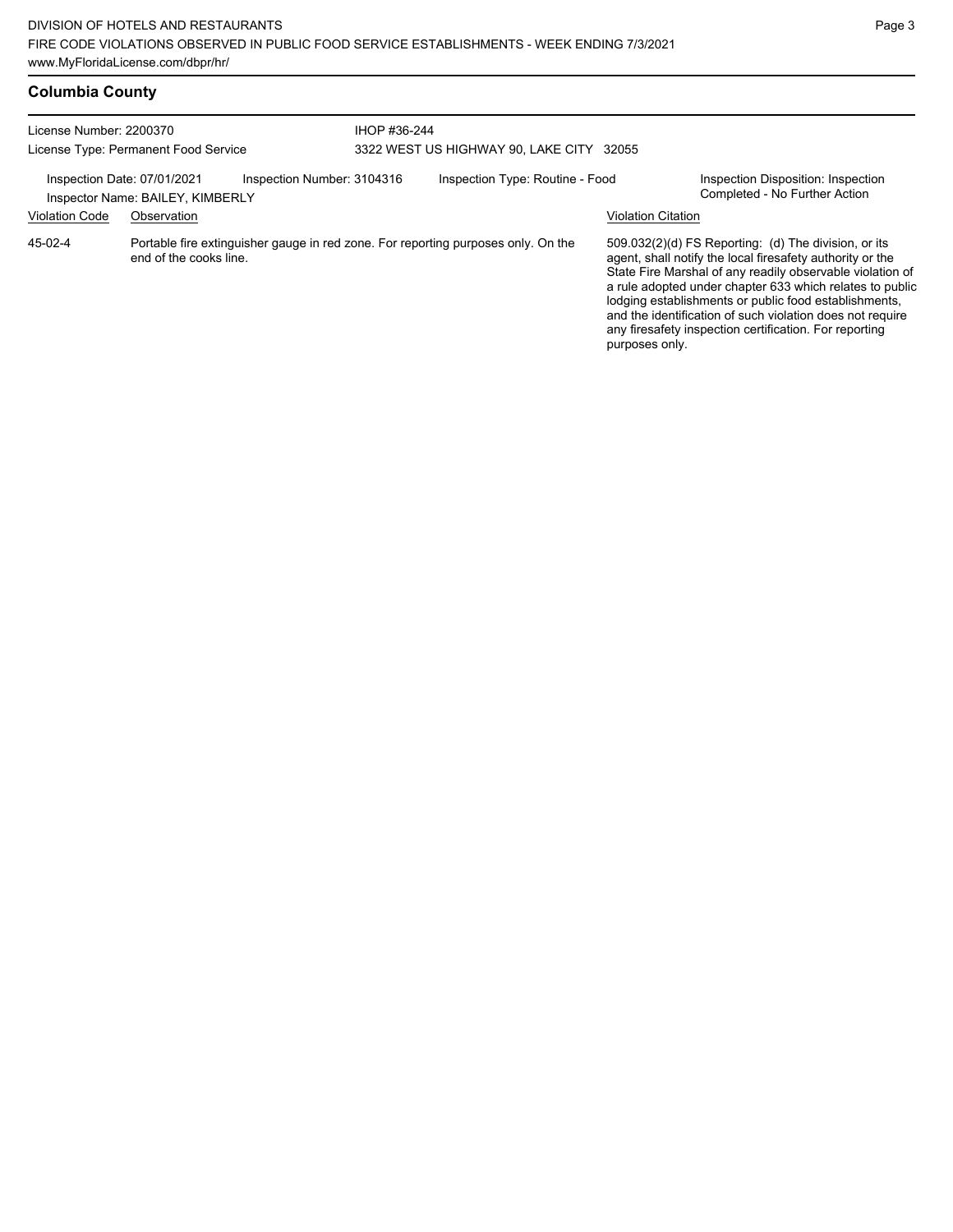## Columbia County

License Number: 2200370
License Type: Permanent Food Service

IHOP #36-244
3322 WEST US HIGHWAY 90, LAKE CITY 32055

Inspection Date: 07/01/2021
Inspector Name: BAILEY, KIMBERLY
Inspection Number: 3104316
Inspection Type: Routine - Food
Inspection Disposition: Inspection Completed - No Further Action

| Violation Code | Observation | Violation Citation |
| --- | --- | --- |
| 45-02-4 | Portable fire extinguisher gauge in red zone. For reporting purposes only. On the end of the cooks line. | 509.032(2)(d) FS Reporting: (d) The division, or its agent, shall notify the local firesafety authority or the State Fire Marshal of any readily observable violation of a rule adopted under chapter 633 which relates to public lodging establishments or public food establishments, and the identification of such violation does not require any firesafety inspection certification. For reporting purposes only. |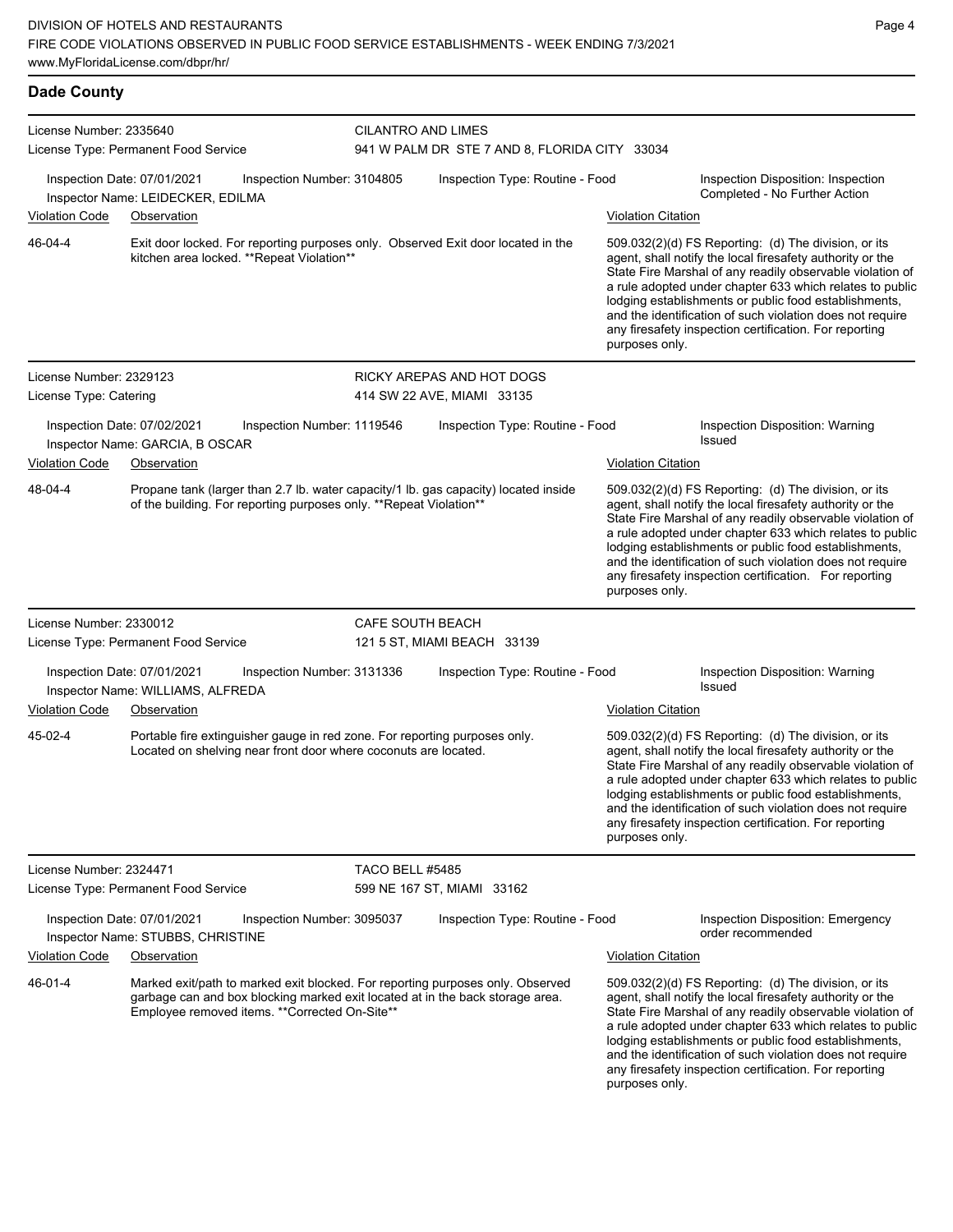## Dade County

**License Number:** 2335640
**License Type:** Permanent Food Service

**CILANTRO AND LIMES**
941 W PALM DR STE 7 AND 8, FLORIDA CITY 33034

Inspection Date: 07/01/2021 | Inspection Number: 3104805 | Inspection Type: Routine - Food | Inspection Disposition: Inspection Completed - No Further Action

Inspector Name: LEIDECKER, EDILMA

| Violation Code | Observation | Violation Citation |
| --- | --- | --- |
| 46-04-4 | Exit door locked. For reporting purposes only. Observed Exit door located in the kitchen area locked. **Repeat Violation** | 509.032(2)(d) FS Reporting: (d) The division, or its agent, shall notify the local firesafety authority or the State Fire Marshal of any readily observable violation of a rule adopted under chapter 633 which relates to public lodging establishments or public food establishments, and the identification of such violation does not require any firesafety inspection certification. For reporting purposes only. |

---

**License Number:** 2329123
**License Type:** Catering

**RICKY AREPAS AND HOT DOGS**
414 SW 22 AVE, MIAMI 33135

Inspection Date: 07/02/2021 | Inspection Number: 1119546 | Inspection Type: Routine - Food | Inspection Disposition: Warning Issued

Inspector Name: GARCIA, B OSCAR

| Violation Code | Observation | Violation Citation |
| --- | --- | --- |
| 48-04-4 | Propane tank (larger than 2.7 lb. water capacity/1 lb. gas capacity) located inside of the building. For reporting purposes only. **Repeat Violation** | 509.032(2)(d) FS Reporting: (d) The division, or its agent, shall notify the local firesafety authority or the State Fire Marshal of any readily observable violation of a rule adopted under chapter 633 which relates to public lodging establishments or public food establishments, and the identification of such violation does not require any firesafety inspection certification. For reporting purposes only. |

---

**License Number:** 2330012
**License Type:** Permanent Food Service

**CAFE SOUTH BEACH**
121 5 ST, MIAMI BEACH 33139

Inspection Date: 07/01/2021 | Inspection Number: 3131336 | Inspection Type: Routine - Food | Inspection Disposition: Warning Issued

Inspector Name: WILLIAMS, ALFREDA

| Violation Code | Observation | Violation Citation |
| --- | --- | --- |
| 45-02-4 | Portable fire extinguisher gauge in red zone. For reporting purposes only. Located on shelving near front door where coconuts are located. | 509.032(2)(d) FS Reporting: (d) The division, or its agent, shall notify the local firesafety authority or the State Fire Marshal of any readily observable violation of a rule adopted under chapter 633 which relates to public lodging establishments or public food establishments, and the identification of such violation does not require any firesafety inspection certification. For reporting purposes only. |

---

**License Number:** 2324471
**License Type:** Permanent Food Service

**TACO BELL #5485**
599 NE 167 ST, MIAMI 33162

Inspection Date: 07/01/2021 | Inspection Number: 3095037 | Inspection Type: Routine - Food | Inspection Disposition: Emergency order recommended

Inspector Name: STUBBS, CHRISTINE

| Violation Code | Observation | Violation Citation |
| --- | --- | --- |
| 46-01-4 | Marked exit/path to marked exit blocked. For reporting purposes only. Observed garbage can and box blocking marked exit located at in the back storage area. Employee removed items. **Corrected On-Site** | 509.032(2)(d) FS Reporting: (d) The division, or its agent, shall notify the local firesafety authority or the State Fire Marshal of any readily observable violation of a rule adopted under chapter 633 which relates to public lodging establishments or public food establishments, and the identification of such violation does not require any firesafety inspection certification. For reporting purposes only. |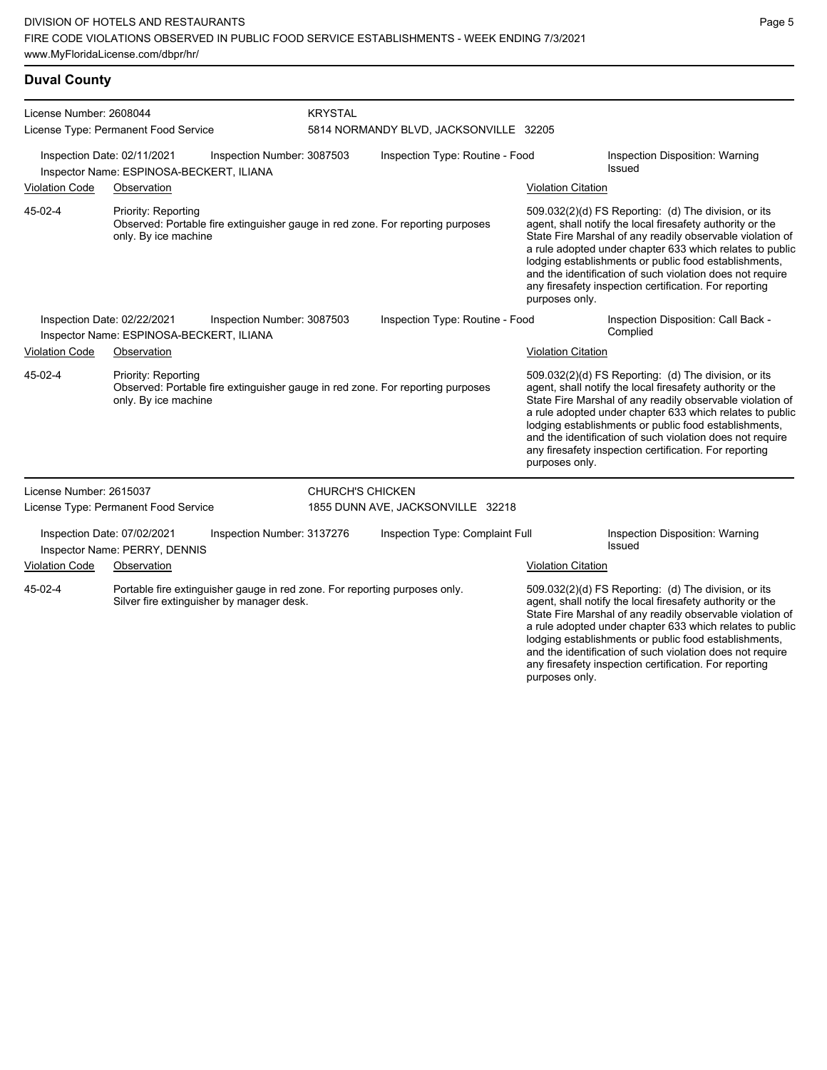## Duval County

**License Number:** 2608044
**License Type:** Permanent Food Service

**KRYSTAL**
5814 NORMANDY BLVD, JACKSONVILLE 32205

Inspection Date: 02/11/2021 | Inspection Number: 3087503 | Inspection Type: Routine - Food | Inspection Disposition: Warning Issued
Inspector Name: ESPINOSA-BECKERT, ILIANA

| Violation Code | Observation | Violation Citation |
| --- | --- | --- |
| 45-02-4 | Priority: Reporting<br>Observed: Portable fire extinguisher gauge in red zone. For reporting purposes only. By ice machine | 509.032(2)(d) FS Reporting: (d) The division, or its agent, shall notify the local firesafety authority or the State Fire Marshal of any readily observable violation of a rule adopted under chapter 633 which relates to public lodging establishments or public food establishments, and the identification of such violation does not require any firesafety inspection certification. For reporting purposes only. |

Inspection Date: 02/22/2021 | Inspection Number: 3087503 | Inspection Type: Routine - Food | Inspection Disposition: Call Back - Complied
Inspector Name: ESPINOSA-BECKERT, ILIANA

| Violation Code | Observation | Violation Citation |
| --- | --- | --- |
| 45-02-4 | Priority: Reporting<br>Observed: Portable fire extinguisher gauge in red zone. For reporting purposes only. By ice machine | 509.032(2)(d) FS Reporting: (d) The division, or its agent, shall notify the local firesafety authority or the State Fire Marshal of any readily observable violation of a rule adopted under chapter 633 which relates to public lodging establishments or public food establishments, and the identification of such violation does not require any firesafety inspection certification. For reporting purposes only. |

---

**License Number:** 2615037
**License Type:** Permanent Food Service

**CHURCH'S CHICKEN**
1855 DUNN AVE, JACKSONVILLE 32218

Inspection Date: 07/02/2021 | Inspection Number: 3137276 | Inspection Type: Complaint Full | Inspection Disposition: Warning Issued
Inspector Name: PERRY, DENNIS

| Violation Code | Observation | Violation Citation |
| --- | --- | --- |
| 45-02-4 | Portable fire extinguisher gauge in red zone. For reporting purposes only. Silver fire extinguisher by manager desk. | 509.032(2)(d) FS Reporting: (d) The division, or its agent, shall notify the local firesafety authority or the State Fire Marshal of any readily observable violation of a rule adopted under chapter 633 which relates to public lodging establishments or public food establishments, and the identification of such violation does not require any firesafety inspection certification. For reporting purposes only. |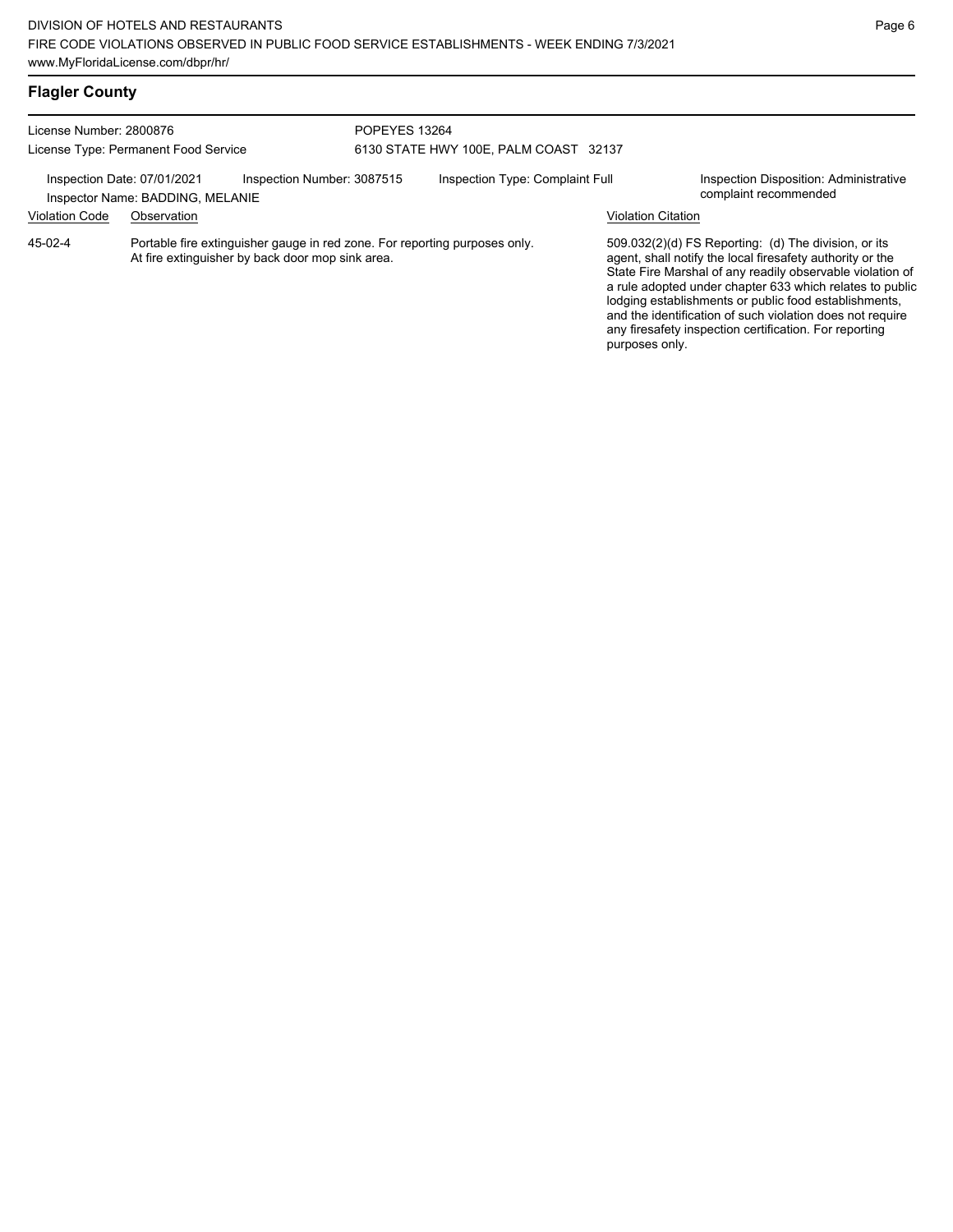## Flagler County

License Number: 2800876
License Type: Permanent Food Service

POPEYES 13264
6130 STATE HWY 100E, PALM COAST 32137

Inspection Date: 07/01/2021
Inspector Name: BADDING, MELANIE
Inspection Number: 3087515
Inspection Type: Complaint Full
Inspection Disposition: Administrative complaint recommended

| Violation Code | Observation | Violation Citation |
|---|---|---|
| 45-02-4 | Portable fire extinguisher gauge in red zone. For reporting purposes only. At fire extinguisher by back door mop sink area. | 509.032(2)(d) FS Reporting: (d) The division, or its agent, shall notify the local firesafety authority or the State Fire Marshal of any readily observable violation of a rule adopted under chapter 633 which relates to public lodging establishments or public food establishments, and the identification of such violation does not require any firesafety inspection certification. For reporting purposes only. |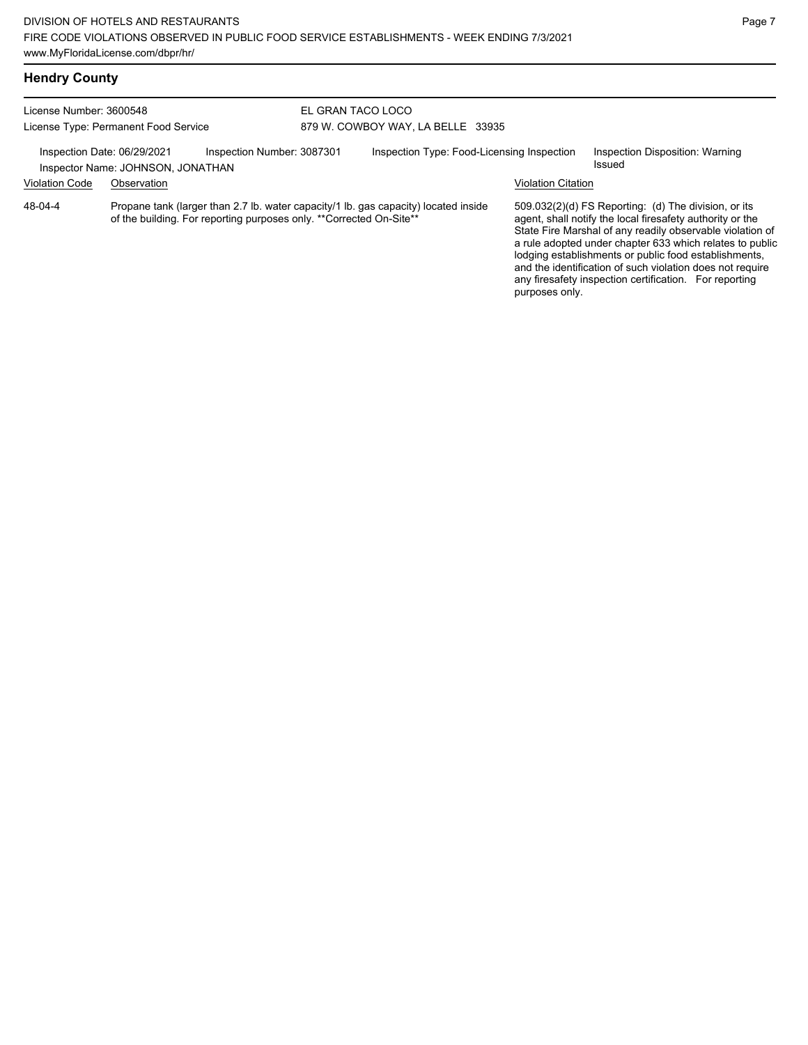## Hendry County

License Number: 3600548
License Type: Permanent Food Service

EL GRAN TACO LOCO
879 W. COWBOY WAY, LA BELLE 33935

Inspection Date: 06/29/2021 | Inspection Number: 3087301 | Inspection Type: Food-Licensing Inspection | Inspection Disposition: Warning Issued
Inspector Name: JOHNSON, JONATHAN

| Violation Code | Observation | Violation Citation |
| --- | --- | --- |
| 48-04-4 | Propane tank (larger than 2.7 lb. water capacity/1 lb. gas capacity) located inside of the building. For reporting purposes only. **Corrected On-Site** | 509.032(2)(d) FS Reporting: (d) The division, or its agent, shall notify the local firesafety authority or the State Fire Marshal of any readily observable violation of a rule adopted under chapter 633 which relates to public lodging establishments or public food establishments, and the identification of such violation does not require any firesafety inspection certification. For reporting purposes only. |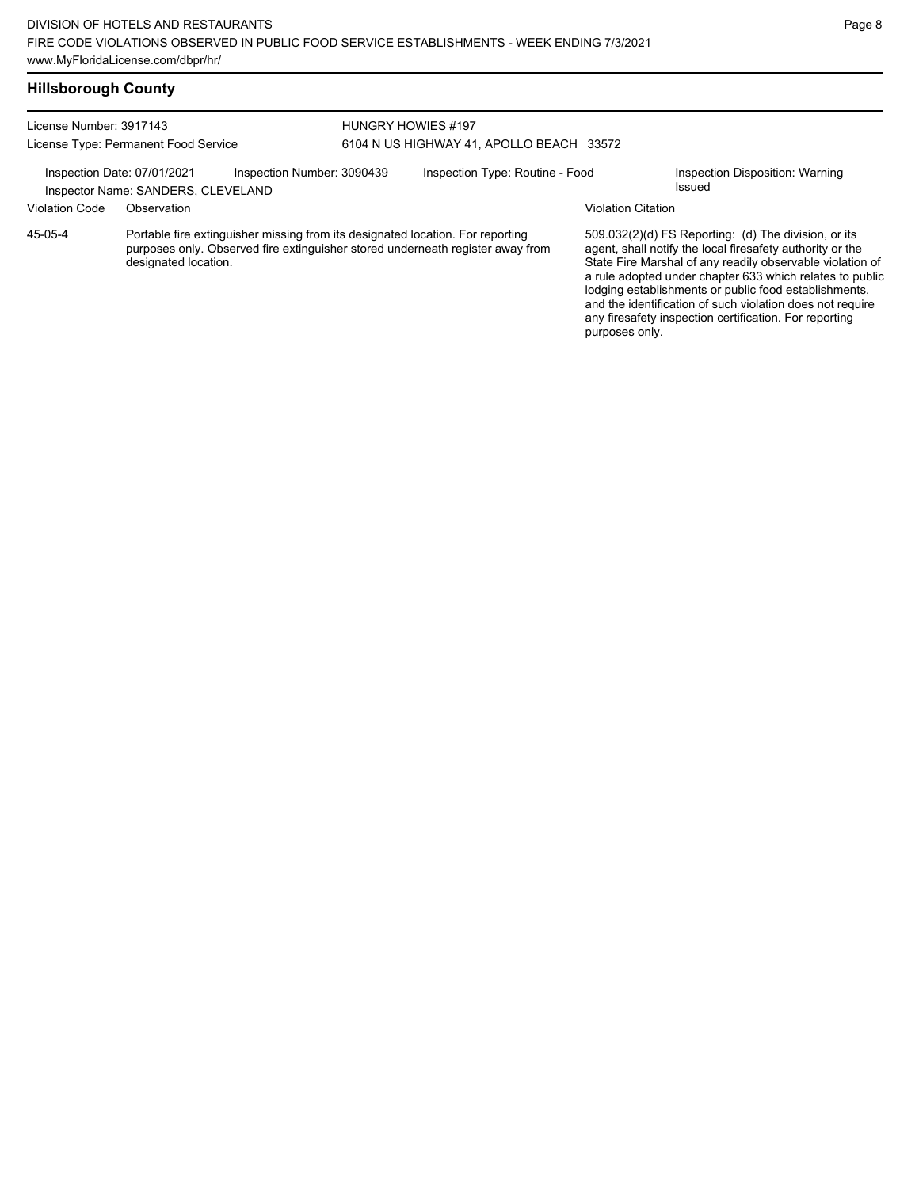## Hillsborough County

License Number: 3917143
License Type: Permanent Food Service

HUNGRY HOWIES #197
6104 N US HIGHWAY 41, APOLLO BEACH 33572

Inspection Date: 07/01/2021
Inspection Number: 3090439
Inspection Type: Routine - Food
Inspection Disposition: Warning Issued
Inspector Name: SANDERS, CLEVELAND

| Violation Code | Observation | Violation Citation |
| --- | --- | --- |
| 45-05-4 | Portable fire extinguisher missing from its designated location. For reporting purposes only. Observed fire extinguisher stored underneath register away from designated location. | 509.032(2)(d) FS Reporting: (d) The division, or its agent, shall notify the local firesafety authority or the State Fire Marshal of any readily observable violation of a rule adopted under chapter 633 which relates to public lodging establishments or public food establishments, and the identification of such violation does not require any firesafety inspection certification. For reporting purposes only. |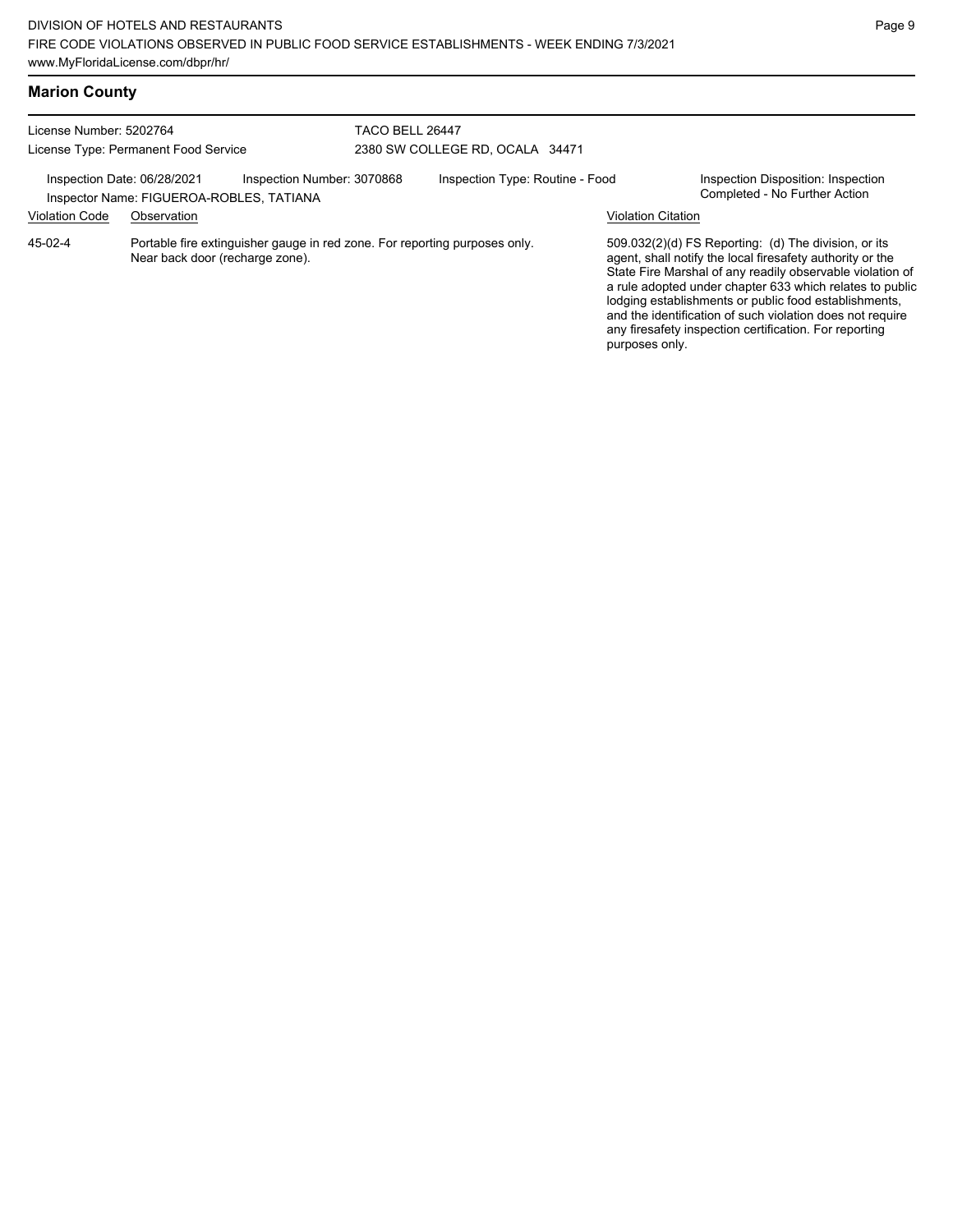## Marion County

License Number: 5202764
License Type: Permanent Food Service

TACO BELL 26447
2380 SW COLLEGE RD, OCALA 34471

Inspection Date: 06/28/2021
Inspection Number: 3070868
Inspection Type: Routine - Food
Inspection Disposition: Inspection Completed - No Further Action
Inspector Name: FIGUEROA-ROBLES, TATIANA

| Violation Code | Observation | Violation Citation |
| --- | --- | --- |
| 45-02-4 | Portable fire extinguisher gauge in red zone. For reporting purposes only. Near back door (recharge zone). | 509.032(2)(d) FS Reporting: (d) The division, or its agent, shall notify the local firesafety authority or the State Fire Marshal of any readily observable violation of a rule adopted under chapter 633 which relates to public lodging establishments or public food establishments, and the identification of such violation does not require any firesafety inspection certification. For reporting purposes only. |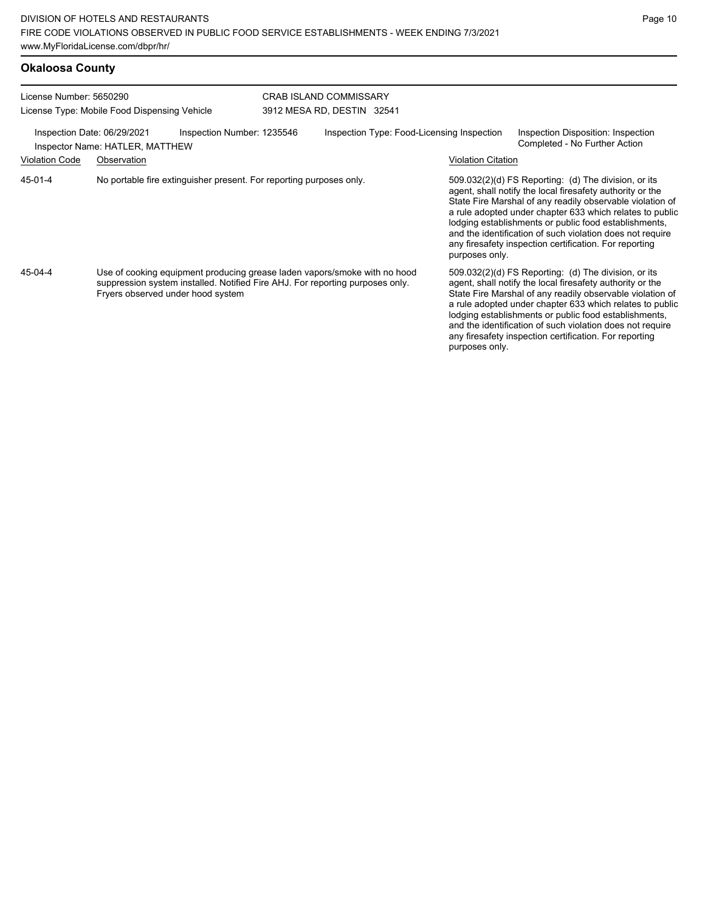## Okaloosa County

License Number: 5650290
License Type: Mobile Food Dispensing Vehicle

CRAB ISLAND COMMISSARY
3912 MESA RD, DESTIN 32541

Inspection Date: 06/29/2021
Inspector Name: HATLER, MATTHEW

Inspection Number: 1235546

Inspection Type: Food-Licensing Inspection

Inspection Disposition: Inspection Completed - No Further Action

| Violation Code | Observation | Violation Citation |
| --- | --- | --- |
| 45-01-4 | No portable fire extinguisher present. For reporting purposes only. | 509.032(2)(d) FS Reporting: (d) The division, or its agent, shall notify the local firesafety authority or the State Fire Marshal of any readily observable violation of a rule adopted under chapter 633 which relates to public lodging establishments or public food establishments, and the identification of such violation does not require any firesafety inspection certification. For reporting purposes only. |
| 45-04-4 | Use of cooking equipment producing grease laden vapors/smoke with no hood suppression system installed. Notified Fire AHJ. For reporting purposes only. Fryers observed under hood system | 509.032(2)(d) FS Reporting: (d) The division, or its agent, shall notify the local firesafety authority or the State Fire Marshal of any readily observable violation of a rule adopted under chapter 633 which relates to public lodging establishments or public food establishments, and the identification of such violation does not require any firesafety inspection certification. For reporting purposes only. |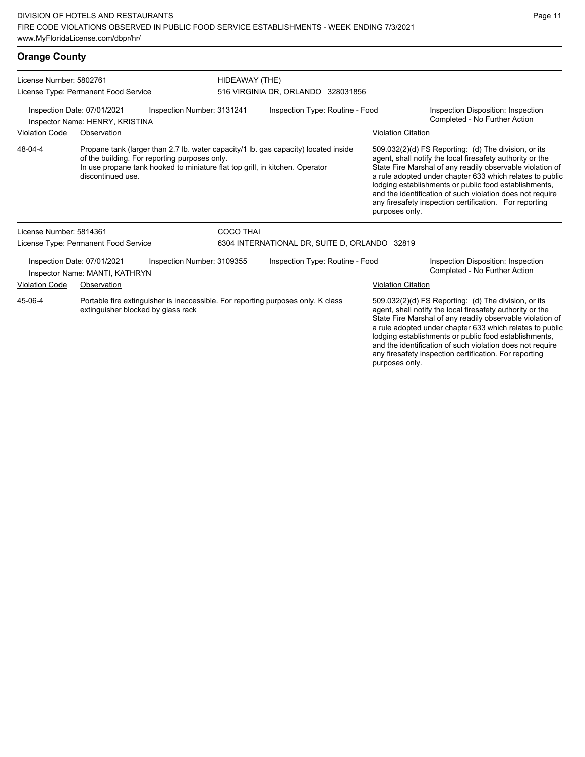## Orange County

**License Number:** 5802761
**License Type:** Permanent Food Service

**HIDEAWAY (THE)**
516 VIRGINIA DR, ORLANDO 328031856

**Inspection Date:** 07/01/2021 | **Inspection Number:** 3131241 | **Inspection Type:** Routine - Food | **Inspection Disposition:** Inspection Completed - No Further Action

**Inspector Name:** HENRY, KRISTINA

| Violation Code | Observation | Violation Citation |
|---|---|---|
| 48-04-4 | Propane tank (larger than 2.7 lb. water capacity/1 lb. gas capacity) located inside of the building. For reporting purposes only. In use propane tank hooked to miniature flat top grill, in kitchen. Operator discontinued use. | 509.032(2)(d) FS Reporting: (d) The division, or its agent, shall notify the local firesafety authority or the State Fire Marshal of any readily observable violation of a rule adopted under chapter 633 which relates to public lodging establishments or public food establishments, and the identification of such violation does not require any firesafety inspection certification. For reporting purposes only. |

---

**License Number:** 5814361
**License Type:** Permanent Food Service

**COCO THAI**
6304 INTERNATIONAL DR, SUITE D, ORLANDO 32819

**Inspection Date:** 07/01/2021 | **Inspection Number:** 3109355 | **Inspection Type:** Routine - Food | **Inspection Disposition:** Inspection Completed - No Further Action

**Inspector Name:** MANTI, KATHRYN

| Violation Code | Observation | Violation Citation |
|---|---|---|
| 45-06-4 | Portable fire extinguisher is inaccessible. For reporting purposes only. K class extinguisher blocked by glass rack | 509.032(2)(d) FS Reporting: (d) The division, or its agent, shall notify the local firesafety authority or the State Fire Marshal of any readily observable violation of a rule adopted under chapter 633 which relates to public lodging establishments or public food establishments, and the identification of such violation does not require any firesafety inspection certification. For reporting purposes only. |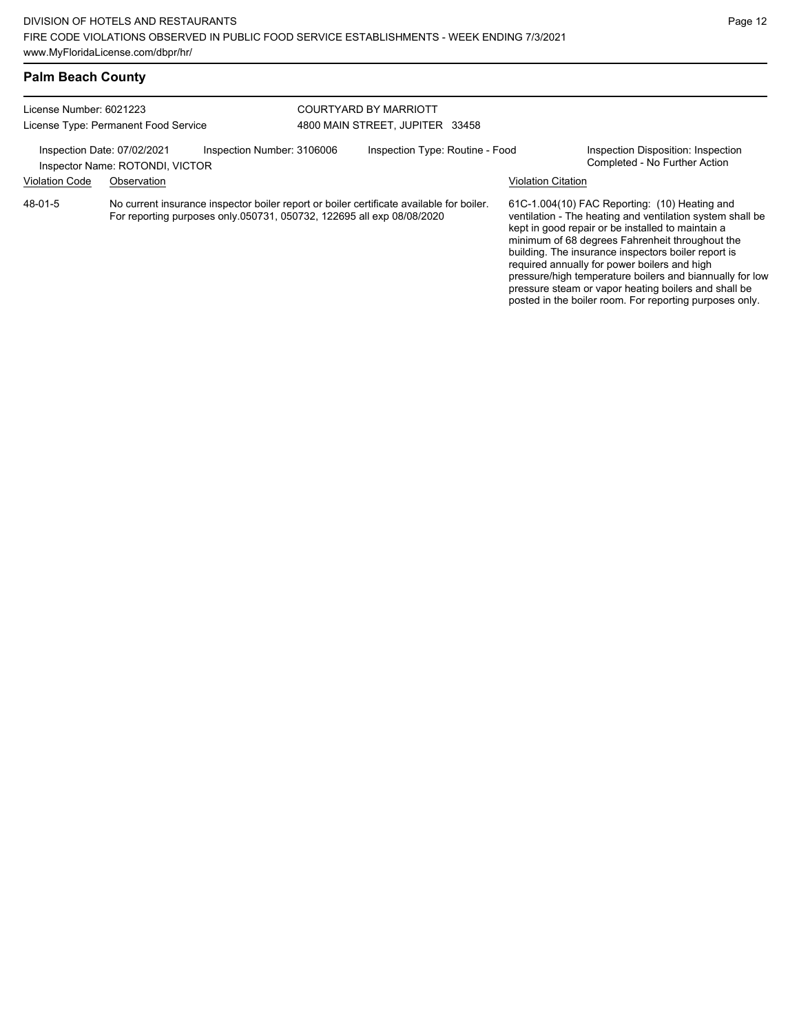## Palm Beach County

License Number: 6021223
License Type: Permanent Food Service

COURTYARD BY MARRIOTT
4800 MAIN STREET, JUPITER 33458

Inspection Date: 07/02/2021
Inspection Number: 3106006
Inspection Type: Routine - Food
Inspection Disposition: Inspection Completed - No Further Action
Inspector Name: ROTONDI, VICTOR

| Violation Code | Observation | Violation Citation |
| --- | --- | --- |
| 48-01-5 | No current insurance inspector boiler report or boiler certificate available for boiler. For reporting purposes only.050731, 050732, 122695 all exp 08/08/2020 | 61C-1.004(10) FAC Reporting: (10) Heating and ventilation - The heating and ventilation system shall be kept in good repair or be installed to maintain a minimum of 68 degrees Fahrenheit throughout the building. The insurance inspectors boiler report is required annually for power boilers and high pressure/high temperature boilers and biannually for low pressure steam or vapor heating boilers and shall be posted in the boiler room. For reporting purposes only. |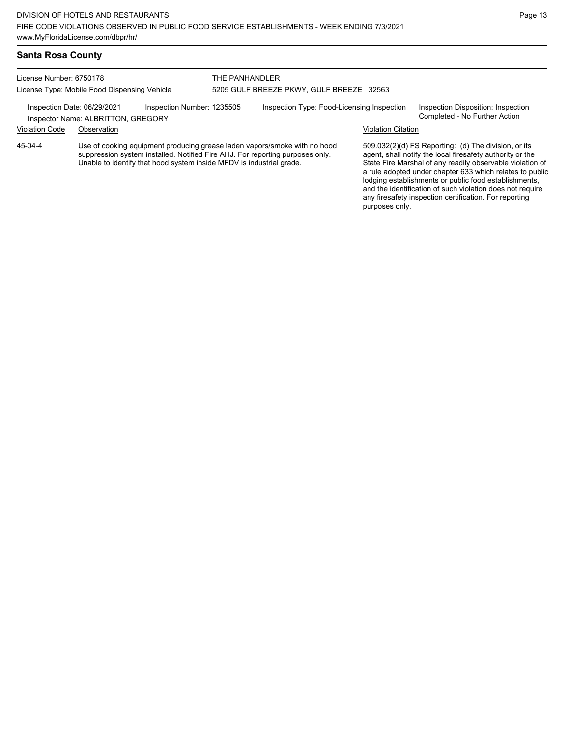## Santa Rosa County

License Number: 6750178
License Type: Mobile Food Dispensing Vehicle

THE PANHANDLER
5205 GULF BREEZE PKWY, GULF BREEZE 32563

Inspection Date: 06/29/2021 | Inspection Number: 1235505 | Inspection Type: Food-Licensing Inspection | Inspection Disposition: Inspection Completed - No Further Action

Inspector Name: ALBRITTON, GREGORY

| Violation Code | Observation | Violation Citation |
| --- | --- | --- |
| 45-04-4 | Use of cooking equipment producing grease laden vapors/smoke with no hood suppression system installed. Notified Fire AHJ. For reporting purposes only. Unable to identify that hood system inside MFDV is industrial grade. | 509.032(2)(d) FS Reporting: (d) The division, or its agent, shall notify the local firesafety authority or the State Fire Marshal of any readily observable violation of a rule adopted under chapter 633 which relates to public lodging establishments or public food establishments, and the identification of such violation does not require any firesafety inspection certification. For reporting purposes only. |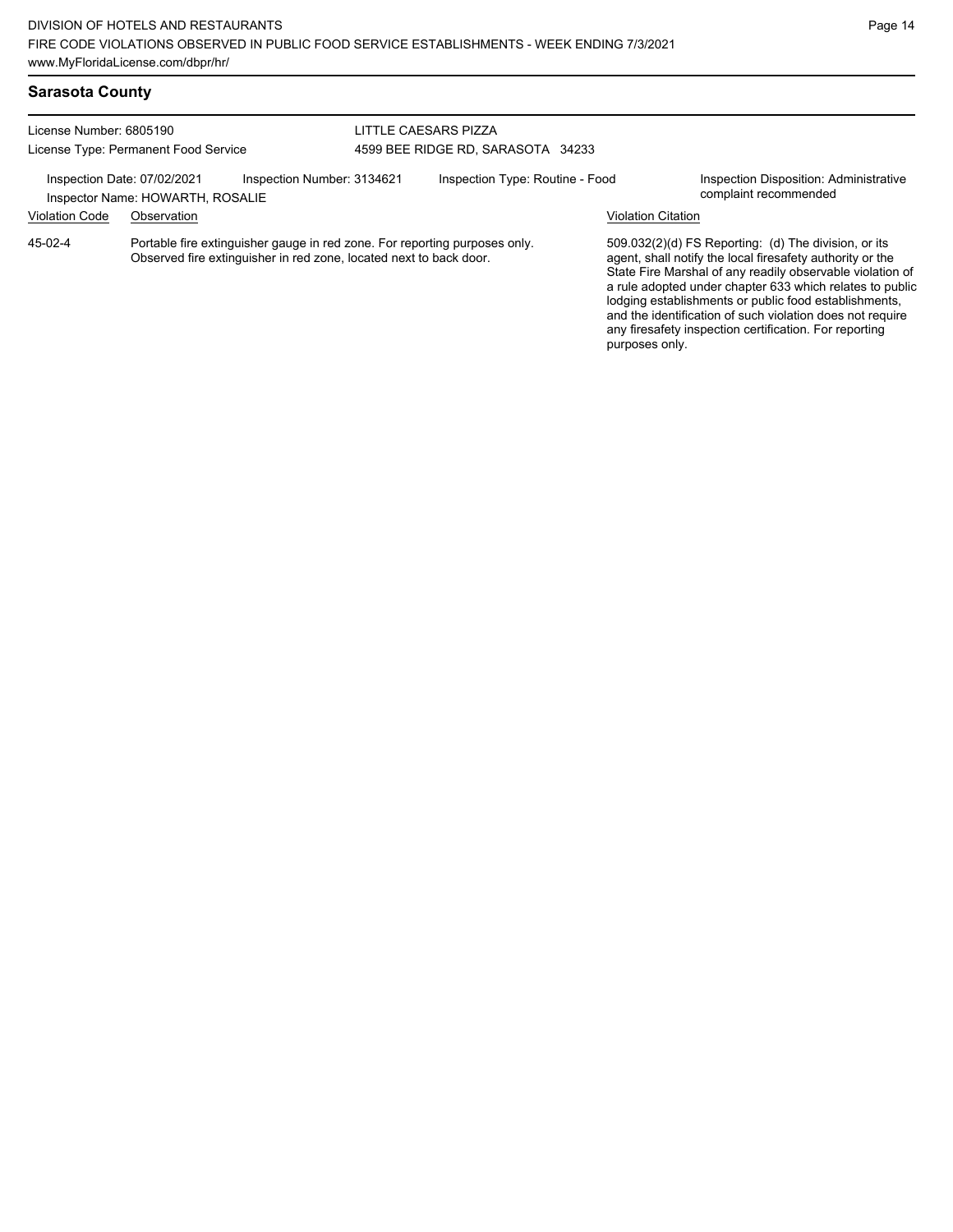## Sarasota County

License Number: 6805190
License Type: Permanent Food Service

LITTLE CAESARS PIZZA
4599 BEE RIDGE RD, SARASOTA 34233

Inspection Date: 07/02/2021 | Inspection Number: 3134621 | Inspection Type: Routine - Food | Inspection Disposition: Administrative complaint recommended

Inspector Name: HOWARTH, ROSALIE

| Violation Code | Observation | Violation Citation |
|---|---|---|
| 45-02-4 | Portable fire extinguisher gauge in red zone. For reporting purposes only. Observed fire extinguisher in red zone, located next to back door. | 509.032(2)(d) FS Reporting: (d) The division, or its agent, shall notify the local firesafety authority or the State Fire Marshal of any readily observable violation of a rule adopted under chapter 633 which relates to public lodging establishments or public food establishments, and the identification of such violation does not require any firesafety inspection certification. For reporting purposes only. |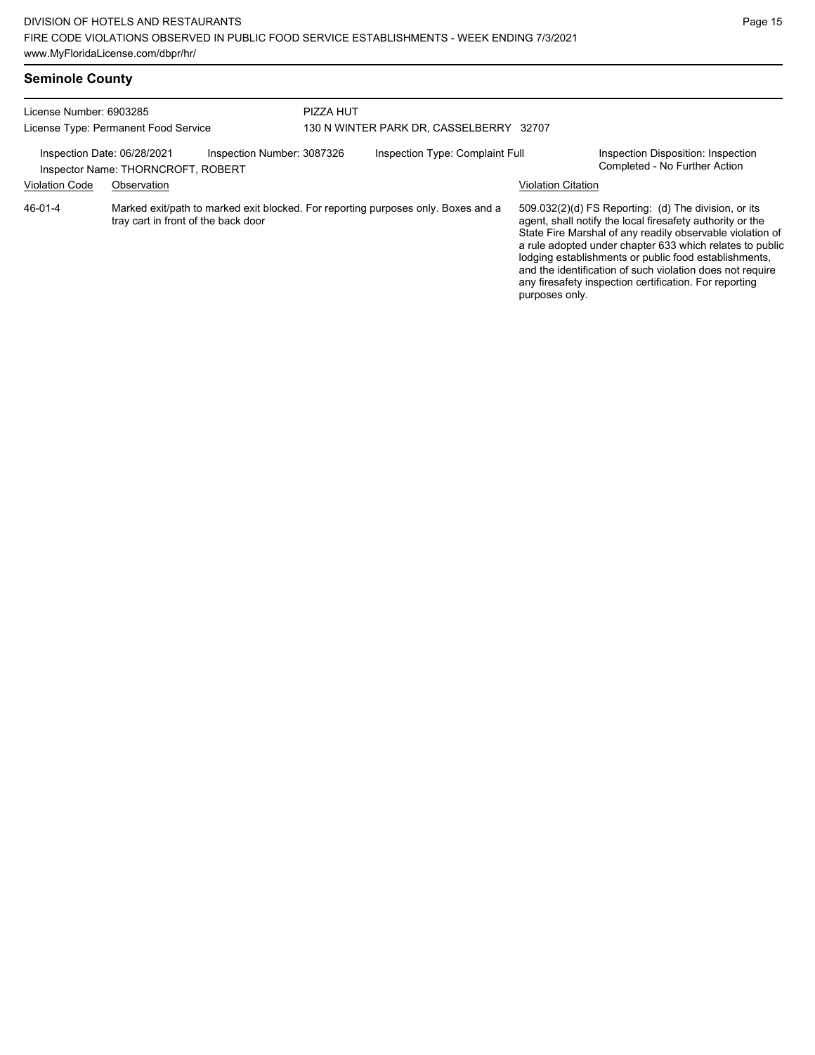## Seminole County

License Number: 6903285
License Type: Permanent Food Service

PIZZA HUT
130 N WINTER PARK DR, CASSELBERRY 32707

Inspection Date: 06/28/2021
Inspector Name: THORNCROFT, ROBERT
Inspection Number: 3087326
Inspection Type: Complaint Full
Inspection Disposition: Inspection Completed - No Further Action

| Violation Code | Observation | Violation Citation |
| --- | --- | --- |
| 46-01-4 | Marked exit/path to marked exit blocked. For reporting purposes only. Boxes and a tray cart in front of the back door | 509.032(2)(d) FS Reporting: (d) The division, or its agent, shall notify the local firesafety authority or the State Fire Marshal of any readily observable violation of a rule adopted under chapter 633 which relates to public lodging establishments or public food establishments, and the identification of such violation does not require any firesafety inspection certification. For reporting purposes only. |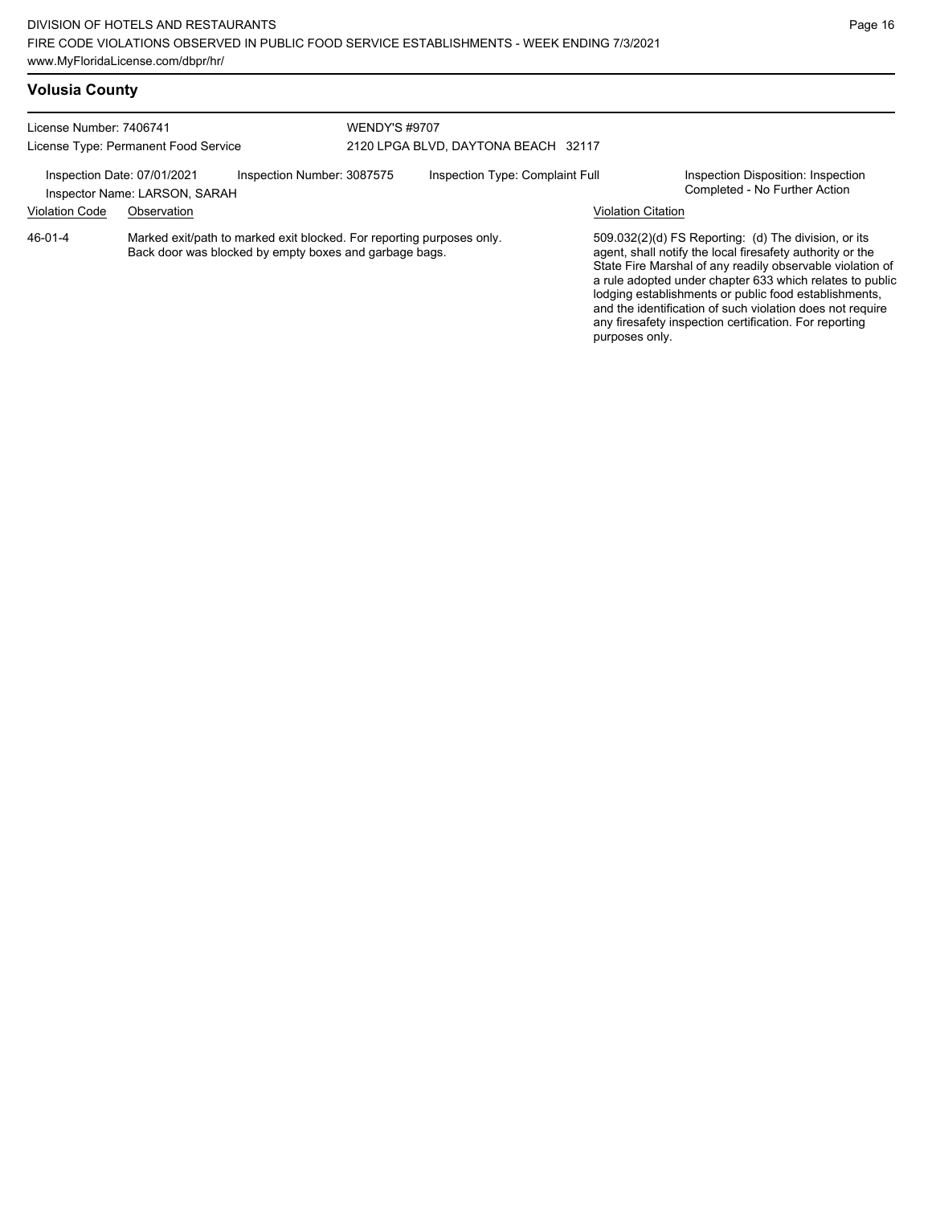## Volusia County

License Number: 7406741
License Type: Permanent Food Service

WENDY'S #9707
2120 LPGA BLVD, DAYTONA BEACH 32117

Inspection Date: 07/01/2021
Inspector Name: LARSON, SARAH

Inspection Number: 3087575

Inspection Type: Complaint Full

Inspection Disposition: Inspection Completed - No Further Action

| Violation Code | Observation | Violation Citation |
|---|---|---|
| 46-01-4 | Marked exit/path to marked exit blocked. For reporting purposes only. Back door was blocked by empty boxes and garbage bags. | 509.032(2)(d) FS Reporting: (d) The division, or its agent, shall notify the local firesafety authority or the State Fire Marshal of any readily observable violation of a rule adopted under chapter 633 which relates to public lodging establishments or public food establishments, and the identification of such violation does not require any firesafety inspection certification. For reporting purposes only. |